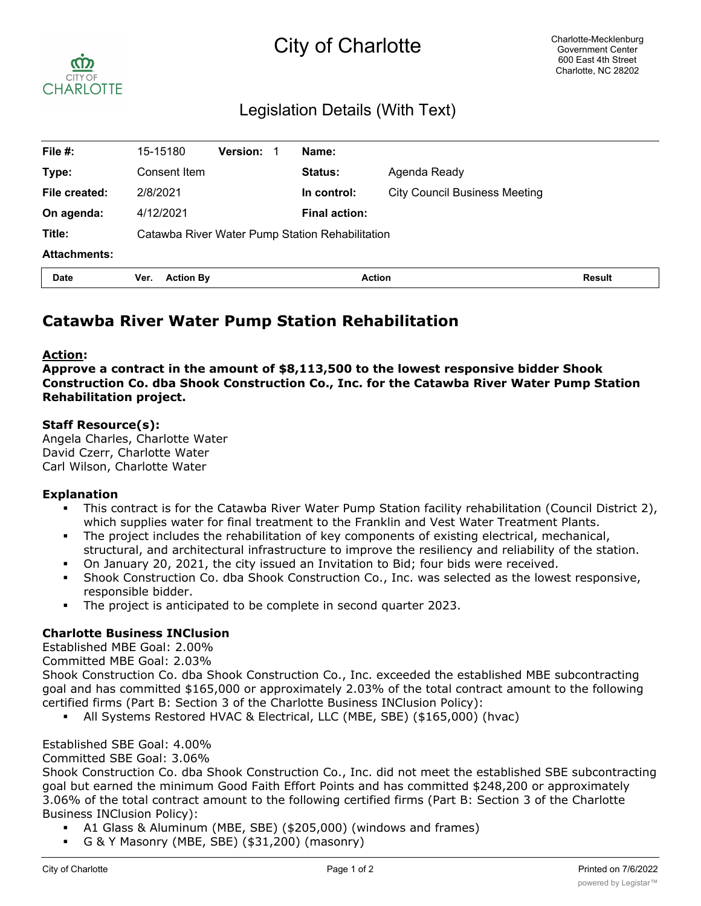# City of Charlotte

Charlotte-Mecklenburg
Government Center
600 East 4th Street
Charlotte, NC 28202

## Legislation Details (With Text)

| | | | | | |
|---|---|---|---|---|---|
| **File #:** | 15-15180 | **Version:** 1 | | **Name:** | |
| **Type:** | Consent Item | | | **Status:** | Agenda Ready |
| **File created:** | 2/8/2021 | | | **In control:** | City Council Business Meeting |
| **On agenda:** | 4/12/2021 | | | **Final action:** | |
| **Title:** | Catawba River Water Pump Station Rehabilitation | | | | |
| **Attachments:** | | | | | |

| Date | Ver. | Action By | Action | Result |
|---|---|---|---|---|

## Catawba River Water Pump Station Rehabilitation

**Action:**
**Approve a contract in the amount of $8,113,500 to the lowest responsive bidder Shook Construction Co. dba Shook Construction Co., Inc. for the Catawba River Water Pump Station Rehabilitation project.**

**Staff Resource(s):**
Angela Charles, Charlotte Water
David Czerr, Charlotte Water
Carl Wilson, Charlotte Water

**Explanation**

- This contract is for the Catawba River Water Pump Station facility rehabilitation (Council District 2), which supplies water for final treatment to the Franklin and Vest Water Treatment Plants.
- The project includes the rehabilitation of key components of existing electrical, mechanical, structural, and architectural infrastructure to improve the resiliency and reliability of the station.
- On January 20, 2021, the city issued an Invitation to Bid; four bids were received.
- Shook Construction Co. dba Shook Construction Co., Inc. was selected as the lowest responsive, responsible bidder.
- The project is anticipated to be complete in second quarter 2023.

**Charlotte Business INClusion**
Established MBE Goal: 2.00%
Committed MBE Goal: 2.03%
Shook Construction Co. dba Shook Construction Co., Inc. exceeded the established MBE subcontracting goal and has committed $165,000 or approximately 2.03% of the total contract amount to the following certified firms (Part B: Section 3 of the Charlotte Business INClusion Policy):

- All Systems Restored HVAC & Electrical, LLC (MBE, SBE) ($165,000) (hvac)

Established SBE Goal: 4.00%
Committed SBE Goal: 3.06%
Shook Construction Co. dba Shook Construction Co., Inc. did not meet the established SBE subcontracting goal but earned the minimum Good Faith Effort Points and has committed $248,200 or approximately 3.06% of the total contract amount to the following certified firms (Part B: Section 3 of the Charlotte Business INClusion Policy):

- A1 Glass & Aluminum (MBE, SBE) ($205,000) (windows and frames)
- G & Y Masonry (MBE, SBE) ($31,200) (masonry)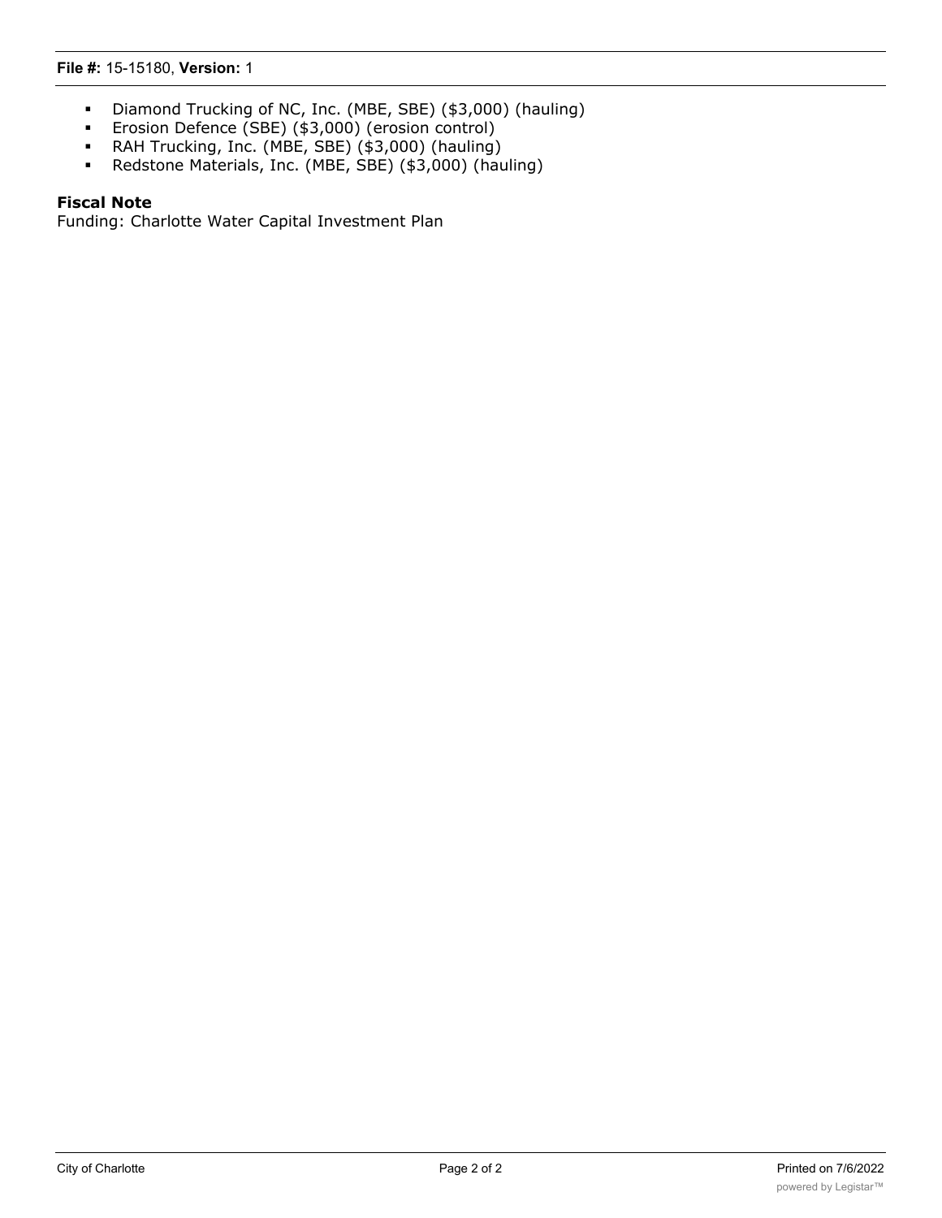- Diamond Trucking of NC, Inc. (MBE, SBE) ($3,000) (hauling)
- Erosion Defence (SBE) ($3,000) (erosion control)
- RAH Trucking, Inc. (MBE, SBE) ($3,000) (hauling)
- Redstone Materials, Inc. (MBE, SBE) ($3,000) (hauling)

**Fiscal Note**

Funding: Charlotte Water Capital Investment Plan